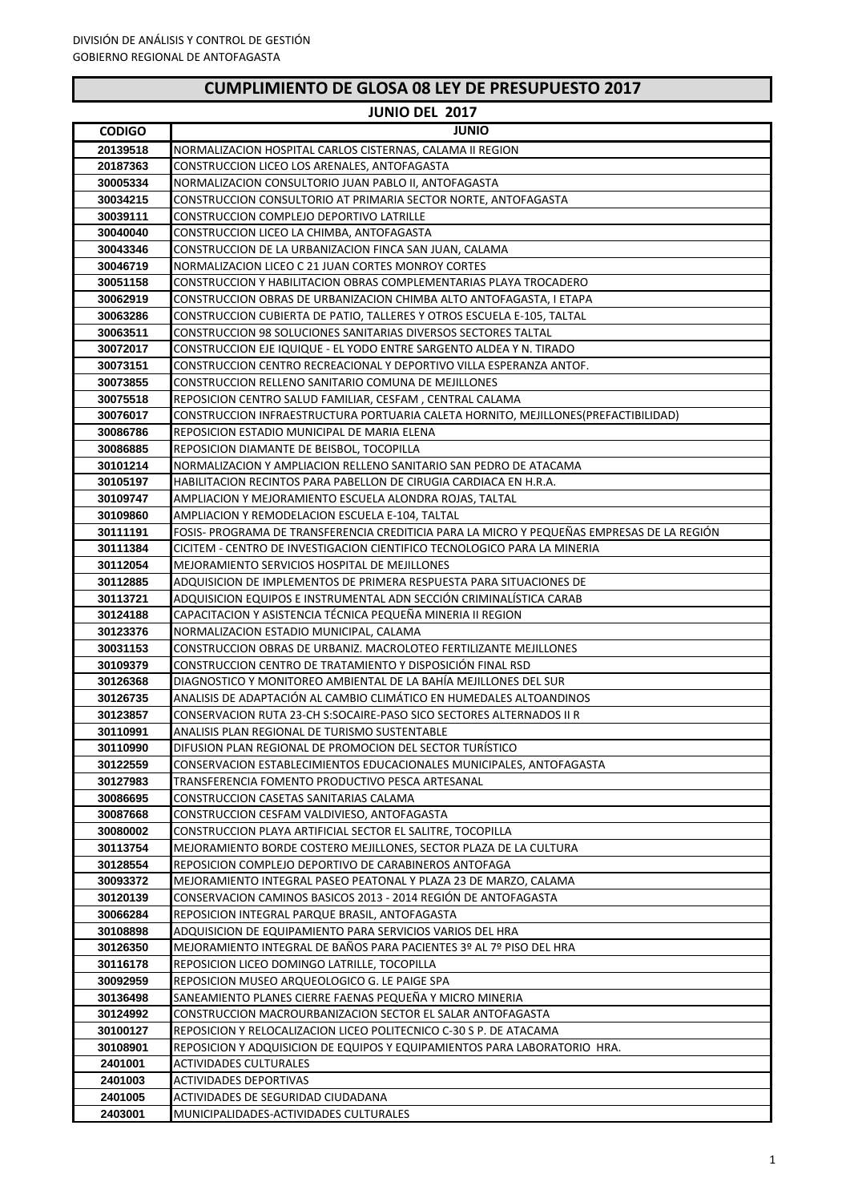DIVISIÓN DE ANÁLISIS Y CONTROL DE GESTIÓN
GOBIERNO REGIONAL DE ANTOFAGASTA

# CUMPLIMIENTO DE GLOSA 08 LEY DE PRESUPUESTO 2017

## JUNIO DEL 2017

| CODIGO | JUNIO |
|---|---|
| 20139518 | NORMALIZACION HOSPITAL CARLOS CISTERNAS, CALAMA II REGION |
| 20187363 | CONSTRUCCION LICEO LOS ARENALES, ANTOFAGASTA |
| 30005334 | NORMALIZACION CONSULTORIO JUAN PABLO II, ANTOFAGASTA |
| 30034215 | CONSTRUCCION CONSULTORIO AT PRIMARIA SECTOR NORTE, ANTOFAGASTA |
| 30039111 | CONSTRUCCION COMPLEJO DEPORTIVO LATRILLE |
| 30040040 | CONSTRUCCION LICEO LA CHIMBA, ANTOFAGASTA |
| 30043346 | CONSTRUCCION DE LA URBANIZACION FINCA SAN JUAN, CALAMA |
| 30046719 | NORMALIZACION LICEO C 21 JUAN CORTES MONROY CORTES |
| 30051158 | CONSTRUCCION Y HABILITACION OBRAS COMPLEMENTARIAS PLAYA TROCADERO |
| 30062919 | CONSTRUCCION OBRAS DE URBANIZACION CHIMBA ALTO ANTOFAGASTA, I ETAPA |
| 30063286 | CONSTRUCCION CUBIERTA DE PATIO, TALLERES Y OTROS ESCUELA E-105, TALTAL |
| 30063511 | CONSTRUCCION 98 SOLUCIONES SANITARIAS DIVERSOS SECTORES TALTAL |
| 30072017 | CONSTRUCCION EJE IQUIQUE - EL YODO ENTRE SARGENTO ALDEA Y N. TIRADO |
| 30073151 | CONSTRUCCION CENTRO RECREACIONAL Y DEPORTIVO VILLA ESPERANZA ANTOF. |
| 30073855 | CONSTRUCCION RELLENO SANITARIO COMUNA DE MEJILLONES |
| 30075518 | REPOSICION CENTRO SALUD FAMILIAR, CESFAM , CENTRAL CALAMA |
| 30076017 | CONSTRUCCION INFRAESTRUCTURA PORTUARIA CALETA HORNITO, MEJILLONES(PREFACTIBILIDAD) |
| 30086786 | REPOSICION ESTADIO MUNICIPAL DE MARIA ELENA |
| 30086885 | REPOSICION DIAMANTE DE BEISBOL, TOCOPILLA |
| 30101214 | NORMALIZACION Y AMPLIACION RELLENO SANITARIO SAN PEDRO DE ATACAMA |
| 30105197 | HABILITACION RECINTOS PARA PABELLON DE CIRUGIA CARDIACA EN H.R.A. |
| 30109747 | AMPLIACION Y MEJORAMIENTO ESCUELA ALONDRA ROJAS, TALTAL |
| 30109860 | AMPLIACION Y REMODELACION ESCUELA E-104, TALTAL |
| 30111191 | FOSIS- PROGRAMA DE TRANSFERENCIA CREDITICIA PARA LA MICRO Y PEQUEÑAS EMPRESAS DE LA REGIÓN |
| 30111384 | CICITEM - CENTRO DE INVESTIGACION CIENTIFICO TECNOLOGICO PARA LA MINERIA |
| 30112054 | MEJORAMIENTO SERVICIOS HOSPITAL DE MEJILLONES |
| 30112885 | ADQUISICION DE IMPLEMENTOS DE PRIMERA RESPUESTA PARA SITUACIONES DE |
| 30113721 | ADQUISICION EQUIPOS E INSTRUMENTAL ADN SECCIÓN CRIMINALÍSTICA CARAB |
| 30124188 | CAPACITACION Y ASISTENCIA TÉCNICA PEQUEÑA MINERIA II REGION |
| 30123376 | NORMALIZACION ESTADIO MUNICIPAL, CALAMA |
| 30031153 | CONSTRUCCION OBRAS DE URBANIZ. MACROLOTEO FERTILIZANTE MEJILLONES |
| 30109379 | CONSTRUCCION CENTRO DE TRATAMIENTO Y DISPOSICIÓN FINAL RSD |
| 30126368 | DIAGNOSTICO Y MONITOREO AMBIENTAL DE LA BAHÍA MEJILLONES DEL SUR |
| 30126735 | ANALISIS DE ADAPTACIÓN AL CAMBIO CLIMÁTICO EN HUMEDALES ALTOANDINOS |
| 30123857 | CONSERVACION RUTA 23-CH S:SOCAIRE-PASO SICO SECTORES ALTERNADOS II R |
| 30110991 | ANALISIS PLAN REGIONAL DE TURISMO SUSTENTABLE |
| 30110990 | DIFUSION PLAN REGIONAL DE PROMOCION DEL SECTOR TURÍSTICO |
| 30122559 | CONSERVACION ESTABLECIMIENTOS EDUCACIONALES MUNICIPALES, ANTOFAGASTA |
| 30127983 | TRANSFERENCIA FOMENTO PRODUCTIVO PESCA ARTESANAL |
| 30086695 | CONSTRUCCION CASETAS SANITARIAS CALAMA |
| 30087668 | CONSTRUCCION CESFAM VALDIVIESO, ANTOFAGASTA |
| 30080002 | CONSTRUCCION PLAYA ARTIFICIAL SECTOR EL SALITRE, TOCOPILLA |
| 30113754 | MEJORAMIENTO BORDE COSTERO MEJILLONES, SECTOR PLAZA DE LA CULTURA |
| 30128554 | REPOSICION COMPLEJO DEPORTIVO DE CARABINEROS ANTOFAGA |
| 30093372 | MEJORAMIENTO INTEGRAL PASEO PEATONAL Y PLAZA 23 DE MARZO, CALAMA |
| 30120139 | CONSERVACION CAMINOS BASICOS 2013 - 2014 REGIÓN DE ANTOFAGASTA |
| 30066284 | REPOSICION INTEGRAL PARQUE BRASIL, ANTOFAGASTA |
| 30108898 | ADQUISICION DE EQUIPAMIENTO PARA SERVICIOS VARIOS DEL HRA |
| 30126350 | MEJORAMIENTO INTEGRAL DE BAÑOS PARA PACIENTES 3º AL 7º PISO DEL HRA |
| 30116178 | REPOSICION LICEO DOMINGO LATRILLE, TOCOPILLA |
| 30092959 | REPOSICION MUSEO ARQUEOLOGICO G. LE PAIGE SPA |
| 30136498 | SANEAMIENTO PLANES CIERRE FAENAS PEQUEÑA Y MICRO MINERIA |
| 30124992 | CONSTRUCCION MACROURBANIZACION SECTOR EL SALAR ANTOFAGASTA |
| 30100127 | REPOSICION Y RELOCALIZACION LICEO POLITECNICO C-30 S P. DE ATACAMA |
| 30108901 | REPOSICION Y ADQUISICION DE EQUIPOS Y EQUIPAMIENTOS PARA LABORATORIO HRA. |
| 2401001 | ACTIVIDADES CULTURALES |
| 2401003 | ACTIVIDADES DEPORTIVAS |
| 2401005 | ACTIVIDADES DE SEGURIDAD CIUDADANA |
| 2403001 | MUNICIPALIDADES-ACTIVIDADES CULTURALES |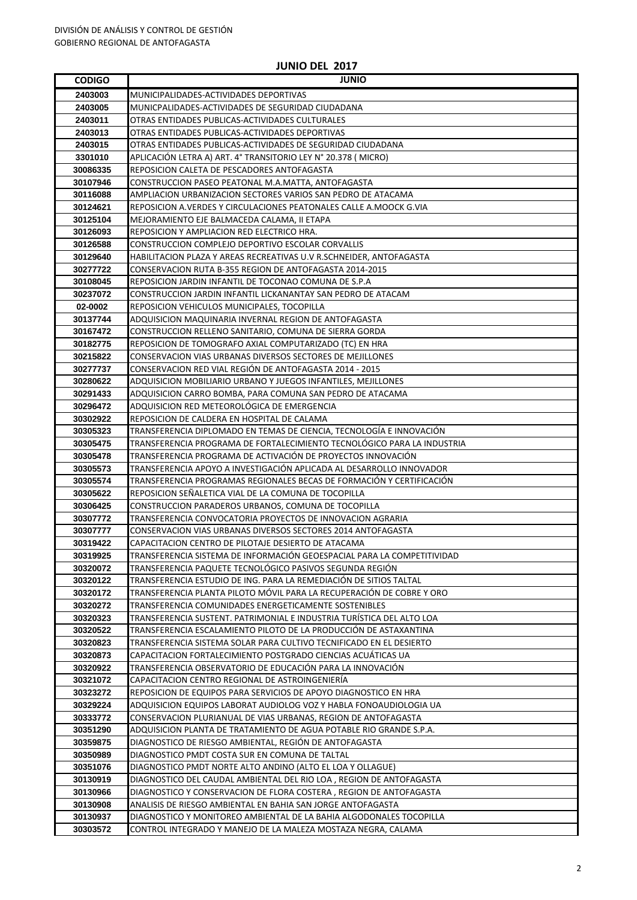DIVISIÓN DE ANÁLISIS Y CONTROL DE GESTIÓN
GOBIERNO REGIONAL DE ANTOFAGASTA

## JUNIO DEL 2017

| CODIGO | JUNIO |
|---|---|
| 2403003 | MUNICIPALIDADES-ACTIVIDADES DEPORTIVAS |
| 2403005 | MUNICPALIDADES-ACTIVIDADES DE SEGURIDAD CIUDADANA |
| 2403011 | OTRAS ENTIDADES PUBLICAS-ACTIVIDADES CULTURALES |
| 2403013 | OTRAS ENTIDADES PUBLICAS-ACTIVIDADES DEPORTIVAS |
| 2403015 | OTRAS ENTIDADES PUBLICAS-ACTIVIDADES DE SEGURIDAD CIUDADANA |
| 3301010 | APLICACIÓN LETRA A) ART. 4° TRANSITORIO LEY N° 20.378 ( MICRO) |
| 30086335 | REPOSICION CALETA DE PESCADORES ANTOFAGASTA |
| 30107946 | CONSTRUCCION PASEO PEATONAL M.A.MATTA, ANTOFAGASTA |
| 30116088 | AMPLIACION URBANIZACION SECTORES VARIOS SAN PEDRO DE ATACAMA |
| 30124621 | REPOSICION A.VERDES Y CIRCULACIONES PEATONALES CALLE A.MOOCK G.VIA |
| 30125104 | MEJORAMIENTO EJE BALMACEDA CALAMA, II ETAPA |
| 30126093 | REPOSICION Y AMPLIACION RED ELECTRICO HRA. |
| 30126588 | CONSTRUCCION COMPLEJO DEPORTIVO ESCOLAR CORVALLIS |
| 30129640 | HABILITACION PLAZA Y AREAS RECREATIVAS U.V R.SCHNEIDER, ANTOFAGASTA |
| 30277722 | CONSERVACION RUTA B-355 REGION DE ANTOFAGASTA 2014-2015 |
| 30108045 | REPOSICION JARDIN INFANTIL DE TOCONAO COMUNA DE S.P.A |
| 30237072 | CONSTRUCCION JARDIN INFANTIL LICKANANTAY SAN PEDRO DE ATACAM |
| 02-0002 | REPOSICION VEHICULOS MUNICIPALES, TOCOPILLA |
| 30137744 | ADQUISICION MAQUINARIA INVERNAL REGION DE ANTOFAGASTA |
| 30167472 | CONSTRUCCION RELLENO SANITARIO, COMUNA DE SIERRA GORDA |
| 30182775 | REPOSICION DE TOMOGRAFO AXIAL COMPUTARIZADO (TC) EN HRA |
| 30215822 | CONSERVACION VIAS URBANAS DIVERSOS SECTORES DE MEJILLONES |
| 30277737 | CONSERVACION RED VIAL REGIÓN DE ANTOFAGASTA 2014 - 2015 |
| 30280622 | ADQUISICION MOBILIARIO URBANO Y JUEGOS INFANTILES, MEJILLONES |
| 30291433 | ADQUISICION CARRO BOMBA, PARA COMUNA SAN PEDRO DE ATACAMA |
| 30296472 | ADQUISICION RED METEOROLÓGICA DE EMERGENCIA |
| 30302922 | REPOSICION DE CALDERA EN HOSPITAL DE CALAMA |
| 30305323 | TRANSFERENCIA DIPLOMADO EN TEMAS DE CIENCIA, TECNOLOGÍA E INNOVACIÓN |
| 30305475 | TRANSFERENCIA PROGRAMA DE FORTALECIMIENTO TECNOLÓGICO PARA LA INDUSTRIA |
| 30305478 | TRANSFERENCIA PROGRAMA DE ACTIVACIÓN DE PROYECTOS INNOVACIÓN |
| 30305573 | TRANSFERENCIA APOYO A INVESTIGACIÓN APLICADA AL DESARROLLO INNOVADOR |
| 30305574 | TRANSFERENCIA PROGRAMAS REGIONALES BECAS DE FORMACIÓN Y CERTIFICACIÓN |
| 30305622 | REPOSICION SEÑALETICA VIAL DE LA COMUNA DE TOCOPILLA |
| 30306425 | CONSTRUCCION PARADEROS URBANOS, COMUNA DE TOCOPILLA |
| 30307772 | TRANSFERENCIA CONVOCATORIA PROYECTOS DE INNOVACION AGRARIA |
| 30307777 | CONSERVACION VIAS URBANAS DIVERSOS SECTORES 2014 ANTOFAGASTA |
| 30319422 | CAPACITACION CENTRO DE PILOTAJE DESIERTO DE ATACAMA |
| 30319925 | TRANSFERENCIA SISTEMA DE INFORMACIÓN GEOESPACIAL PARA LA COMPETITIVIDAD |
| 30320072 | TRANSFERENCIA PAQUETE TECNOLÓGICO PASIVOS SEGUNDA REGIÓN |
| 30320122 | TRANSFERENCIA ESTUDIO DE ING. PARA LA REMEDIACIÓN DE SITIOS TALTAL |
| 30320172 | TRANSFERENCIA PLANTA PILOTO MÓVIL PARA LA RECUPERACIÓN DE COBRE Y ORO |
| 30320272 | TRANSFERENCIA COMUNIDADES ENERGETICAMENTE SOSTENIBLES |
| 30320323 | TRANSFERENCIA SUSTENT. PATRIMONIAL E INDUSTRIA TURÍSTICA DEL ALTO LOA |
| 30320522 | TRANSFERENCIA ESCALAMIENTO PILOTO DE LA PRODUCCIÓN DE ASTAXANTINA |
| 30320823 | TRANSFERENCIA SISTEMA SOLAR PARA CULTIVO TECNIFICADO EN EL DESIERTO |
| 30320873 | CAPACITACION FORTALECIMIENTO POSTGRADO CIENCIAS ACUÁTICAS UA |
| 30320922 | TRANSFERENCIA OBSERVATORIO DE EDUCACIÓN PARA LA INNOVACIÓN |
| 30321072 | CAPACITACION CENTRO REGIONAL DE ASTROINGENIERÍA |
| 30323272 | REPOSICION DE EQUIPOS PARA SERVICIOS DE APOYO DIAGNOSTICO EN HRA |
| 30329224 | ADQUISICION EQUIPOS LABORAT AUDIOLOG VOZ Y HABLA FONOAUDIOLOGIA UA |
| 30333772 | CONSERVACION PLURIANUAL DE VIAS URBANAS, REGION DE ANTOFAGASTA |
| 30351290 | ADQUISICION PLANTA DE TRATAMIENTO DE AGUA POTABLE RIO GRANDE S.P.A. |
| 30359875 | DIAGNOSTICO DE RIESGO AMBIENTAL, REGIÓN DE ANTOFAGASTA |
| 30350989 | DIAGNOSTICO PMDT COSTA SUR EN COMUNA DE TALTAL |
| 30351076 | DIAGNOSTICO PMDT NORTE ALTO ANDINO (ALTO EL LOA Y OLLAGUE) |
| 30130919 | DIAGNOSTICO DEL CAUDAL AMBIENTAL DEL RIO LOA , REGION DE ANTOFAGASTA |
| 30130966 | DIAGNOSTICO Y CONSERVACION DE FLORA COSTERA , REGION DE ANTOFAGASTA |
| 30130908 | ANALISIS DE RIESGO AMBIENTAL EN BAHIA SAN JORGE ANTOFAGASTA |
| 30130937 | DIAGNOSTICO Y MONITOREO AMBIENTAL DE LA BAHIA ALGODONALES TOCOPILLA |
| 30303572 | CONTROL INTEGRADO Y MANEJO DE LA MALEZA MOSTAZA NEGRA, CALAMA |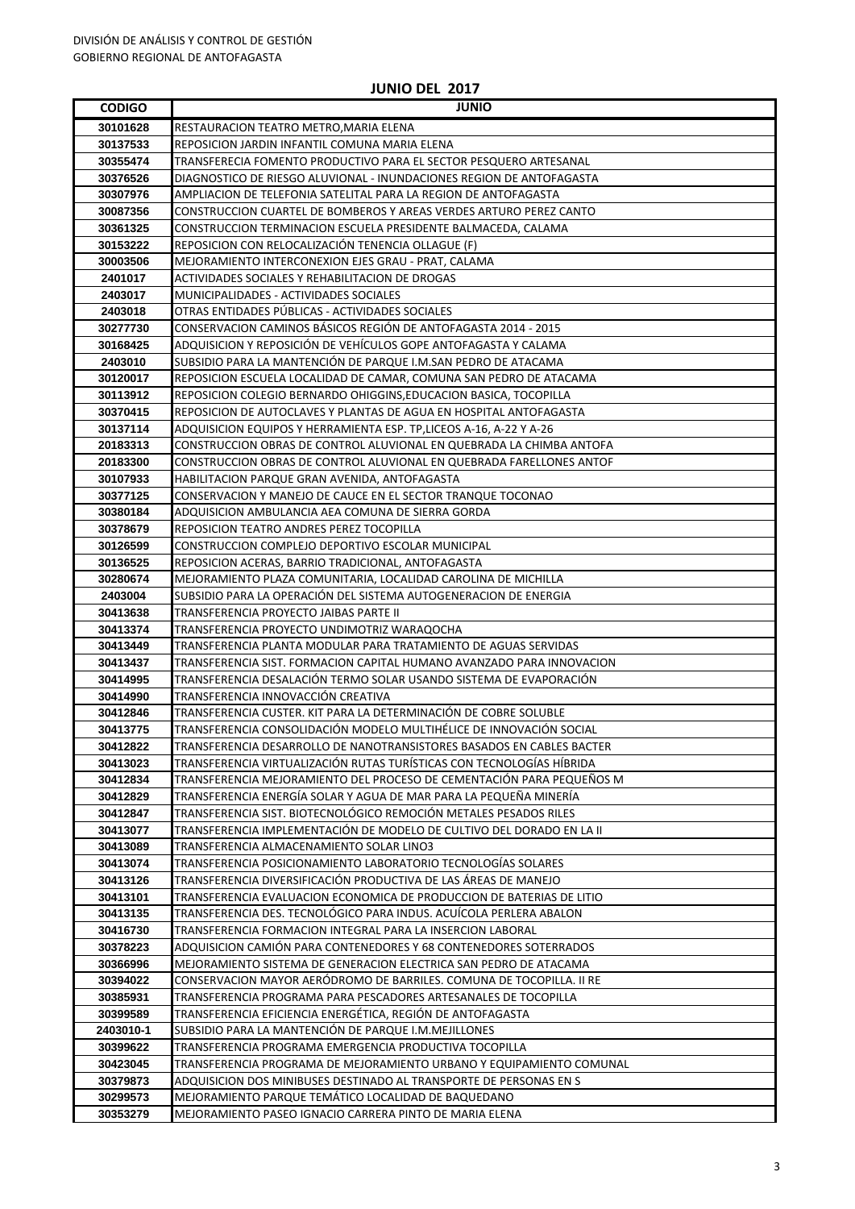DIVISIÓN DE ANÁLISIS Y CONTROL DE GESTIÓN
GOBIERNO REGIONAL DE ANTOFAGASTA

## JUNIO DEL 2017

| CODIGO | JUNIO |
|---|---|
| 30101628 | RESTAURACION TEATRO METRO,MARIA ELENA |
| 30137533 | REPOSICION JARDIN INFANTIL COMUNA MARIA ELENA |
| 30355474 | TRANSFERECIA FOMENTO PRODUCTIVO PARA EL SECTOR PESQUERO ARTESANAL |
| 30376526 | DIAGNOSTICO DE RIESGO ALUVIONAL - INUNDACIONES REGION DE ANTOFAGASTA |
| 30307976 | AMPLIACION DE TELEFONIA SATELITAL PARA LA REGION DE ANTOFAGASTA |
| 30087356 | CONSTRUCCION CUARTEL DE BOMBEROS Y AREAS VERDES ARTURO PEREZ CANTO |
| 30361325 | CONSTRUCCION TERMINACION ESCUELA PRESIDENTE BALMACEDA, CALAMA |
| 30153222 | REPOSICION CON RELOCALIZACIÓN TENENCIA OLLAGUE (F) |
| 30003506 | MEJORAMIENTO INTERCONEXION EJES GRAU - PRAT, CALAMA |
| 2401017 | ACTIVIDADES SOCIALES Y REHABILITACION DE DROGAS |
| 2403017 | MUNICIPALIDADES - ACTIVIDADES SOCIALES |
| 2403018 | OTRAS ENTIDADES PÚBLICAS - ACTIVIDADES SOCIALES |
| 30277730 | CONSERVACION CAMINOS BÁSICOS REGIÓN DE ANTOFAGASTA 2014 - 2015 |
| 30168425 | ADQUISICION Y REPOSICIÓN DE VEHÍCULOS GOPE ANTOFAGASTA Y CALAMA |
| 2403010 | SUBSIDIO PARA LA MANTENCIÓN DE PARQUE I.M.SAN PEDRO DE ATACAMA |
| 30120017 | REPOSICION ESCUELA LOCALIDAD DE CAMAR, COMUNA SAN PEDRO DE ATACAMA |
| 30113912 | REPOSICION COLEGIO BERNARDO OHIGGINS,EDUCACION BASICA, TOCOPILLA |
| 30370415 | REPOSICION DE AUTOCLAVES Y PLANTAS DE AGUA EN HOSPITAL ANTOFAGASTA |
| 30137114 | ADQUISICION EQUIPOS Y HERRAMIENTA ESP. TP,LICEOS A-16, A-22 Y A-26 |
| 20183313 | CONSTRUCCION OBRAS DE CONTROL ALUVIONAL EN QUEBRADA LA CHIMBA ANTOFA |
| 20183300 | CONSTRUCCION OBRAS DE CONTROL ALUVIONAL EN QUEBRADA FARELLONES ANTOF |
| 30107933 | HABILITACION PARQUE GRAN AVENIDA, ANTOFAGASTA |
| 30377125 | CONSERVACION Y MANEJO DE CAUCE EN EL SECTOR TRANQUE TOCONAO |
| 30380184 | ADQUISICION AMBULANCIA AEA COMUNA DE SIERRA GORDA |
| 30378679 | REPOSICION TEATRO ANDRES PEREZ TOCOPILLA |
| 30126599 | CONSTRUCCION COMPLEJO DEPORTIVO ESCOLAR MUNICIPAL |
| 30136525 | REPOSICION ACERAS, BARRIO TRADICIONAL, ANTOFAGASTA |
| 30280674 | MEJORAMIENTO PLAZA COMUNITARIA, LOCALIDAD CAROLINA DE MICHILLA |
| 2403004 | SUBSIDIO PARA LA OPERACIÓN DEL SISTEMA AUTOGENERACION DE ENERGIA |
| 30413638 | TRANSFERENCIA PROYECTO JAIBAS PARTE II |
| 30413374 | TRANSFERENCIA PROYECTO UNDIMOTRIZ WARAQOCHA |
| 30413449 | TRANSFERENCIA PLANTA MODULAR PARA TRATAMIENTO DE AGUAS SERVIDAS |
| 30413437 | TRANSFERENCIA SIST. FORMACION CAPITAL HUMANO AVANZADO PARA INNOVACION |
| 30414995 | TRANSFERENCIA DESALACIÓN TERMO SOLAR USANDO SISTEMA DE EVAPORACIÓN |
| 30414990 | TRANSFERENCIA INNOVACCIÓN CREATIVA |
| 30412846 | TRANSFERENCIA CUSTER. KIT PARA LA DETERMINACIÓN DE COBRE SOLUBLE |
| 30413775 | TRANSFERENCIA CONSOLIDACIÓN MODELO MULTIHÉLICE DE INNOVACIÓN SOCIAL |
| 30412822 | TRANSFERENCIA DESARROLLO DE NANOTRANSISTORES BASADOS EN CABLES BACTER |
| 30413023 | TRANSFERENCIA VIRTUALIZACIÓN RUTAS TURÍSTICAS CON TECNOLOGÍAS HÍBRIDA |
| 30412834 | TRANSFERENCIA MEJORAMIENTO DEL PROCESO DE CEMENTACIÓN PARA PEQUEÑOS M |
| 30412829 | TRANSFERENCIA ENERGÍA SOLAR Y AGUA DE MAR PARA LA PEQUEÑA MINERÍA |
| 30412847 | TRANSFERENCIA SIST. BIOTECNOLÓGICO REMOCIÓN METALES PESADOS RILES |
| 30413077 | TRANSFERENCIA IMPLEMENTACIÓN DE MODELO DE CULTIVO DEL DORADO EN LA II |
| 30413089 | TRANSFERENCIA ALMACENAMIENTO SOLAR LINO3 |
| 30413074 | TRANSFERENCIA POSICIONAMIENTO LABORATORIO TECNOLOGÍAS SOLARES |
| 30413126 | TRANSFERENCIA DIVERSIFICACIÓN PRODUCTIVA DE LAS ÁREAS DE MANEJO |
| 30413101 | TRANSFERENCIA EVALUACION ECONOMICA DE PRODUCCION DE BATERIAS DE LITIO |
| 30413135 | TRANSFERENCIA DES. TECNOLÓGICO PARA INDUS. ACUÍCOLA PERLERA ABALON |
| 30416730 | TRANSFERENCIA FORMACION INTEGRAL PARA LA INSERCION LABORAL |
| 30378223 | ADQUISICION CAMIÓN PARA CONTENEDORES Y 68 CONTENEDORES SOTERRADOS |
| 30366996 | MEJORAMIENTO SISTEMA DE GENERACION ELECTRICA SAN PEDRO DE ATACAMA |
| 30394022 | CONSERVACION MAYOR AERÓDROMO DE BARRILES. COMUNA DE TOCOPILLA. II RE |
| 30385931 | TRANSFERENCIA PROGRAMA PARA PESCADORES ARTESANALES DE TOCOPILLA |
| 30399589 | TRANSFERENCIA EFICIENCIA ENERGÉTICA, REGIÓN DE ANTOFAGASTA |
| 2403010-1 | SUBSIDIO PARA LA MANTENCIÓN DE PARQUE I.M.MEJILLONES |
| 30399622 | TRANSFERENCIA PROGRAMA EMERGENCIA PRODUCTIVA TOCOPILLA |
| 30423045 | TRANSFERENCIA PROGRAMA DE MEJORAMIENTO URBANO Y EQUIPAMIENTO COMUNAL |
| 30379873 | ADQUISICION DOS MINIBUSES DESTINADO AL TRANSPORTE DE PERSONAS EN S |
| 30299573 | MEJORAMIENTO PARQUE TEMÁTICO LOCALIDAD DE BAQUEDANO |
| 30353279 | MEJORAMIENTO PASEO IGNACIO CARRERA PINTO DE MARIA ELENA |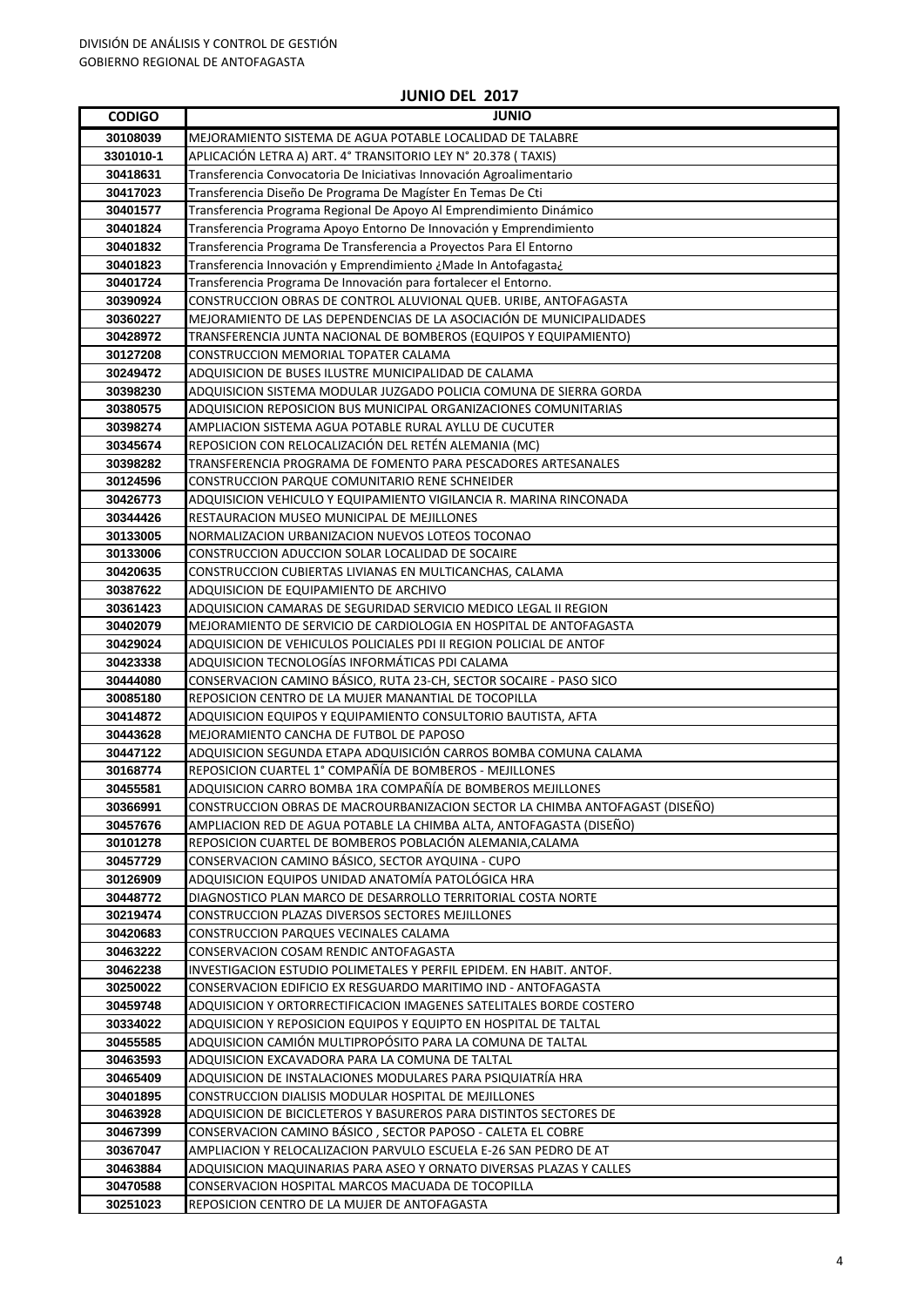DIVISIÓN DE ANÁLISIS Y CONTROL DE GESTIÓN
GOBIERNO REGIONAL DE ANTOFAGASTA

## JUNIO DEL 2017

| CODIGO | JUNIO |
|---|---|
| 30108039 | MEJORAMIENTO SISTEMA DE AGUA POTABLE LOCALIDAD DE TALABRE |
| 3301010-1 | APLICACIÓN LETRA A) ART. 4° TRANSITORIO LEY N° 20.378 ( TAXIS) |
| 30418631 | Transferencia Convocatoria De Iniciativas Innovación Agroalimentario |
| 30417023 | Transferencia Diseño De Programa De Magíster En Temas De Cti |
| 30401577 | Transferencia Programa Regional De Apoyo Al Emprendimiento Dinámico |
| 30401824 | Transferencia Programa Apoyo Entorno De Innovación y Emprendimiento |
| 30401832 | Transferencia Programa De Transferencia a Proyectos Para El Entorno |
| 30401823 | Transferencia Innovación y Emprendimiento ¿Made In Antofagasta¿ |
| 30401724 | Transferencia Programa De Innovación para fortalecer el Entorno. |
| 30390924 | CONSTRUCCION OBRAS DE CONTROL ALUVIONAL QUEB. URIBE, ANTOFAGASTA |
| 30360227 | MEJORAMIENTO DE LAS DEPENDENCIAS DE LA ASOCIACIÓN DE MUNICIPALIDADES |
| 30428972 | TRANSFERENCIA JUNTA NACIONAL DE BOMBEROS (EQUIPOS Y EQUIPAMIENTO) |
| 30127208 | CONSTRUCCION MEMORIAL TOPATER CALAMA |
| 30249472 | ADQUISICION DE BUSES ILUSTRE MUNICIPALIDAD DE CALAMA |
| 30398230 | ADQUISICION SISTEMA MODULAR JUZGADO POLICIA COMUNA DE SIERRA GORDA |
| 30380575 | ADQUISICION REPOSICION BUS MUNICIPAL ORGANIZACIONES COMUNITARIAS |
| 30398274 | AMPLIACION SISTEMA AGUA POTABLE RURAL AYLLU DE CUCUTER |
| 30345674 | REPOSICION CON RELOCALIZACIÓN DEL RETÉN ALEMANIA (MC) |
| 30398282 | TRANSFERENCIA PROGRAMA DE FOMENTO PARA PESCADORES ARTESANALES |
| 30124596 | CONSTRUCCION PARQUE COMUNITARIO RENE SCHNEIDER |
| 30426773 | ADQUISICION VEHICULO Y EQUIPAMIENTO VIGILANCIA R. MARINA RINCONADA |
| 30344426 | RESTAURACION MUSEO MUNICIPAL DE MEJILLONES |
| 30133005 | NORMALIZACION URBANIZACION NUEVOS LOTEOS TOCONAO |
| 30133006 | CONSTRUCCION ADUCCION SOLAR LOCALIDAD DE SOCAIRE |
| 30420635 | CONSTRUCCION CUBIERTAS LIVIANAS EN MULTICANCHAS, CALAMA |
| 30387622 | ADQUISICION DE EQUIPAMIENTO DE ARCHIVO |
| 30361423 | ADQUISICION CAMARAS DE SEGURIDAD SERVICIO MEDICO LEGAL II REGION |
| 30402079 | MEJORAMIENTO DE SERVICIO DE CARDIOLOGIA EN HOSPITAL DE ANTOFAGASTA |
| 30429024 | ADQUISICION DE VEHICULOS POLICIALES PDI II REGION POLICIAL DE ANTOF |
| 30423338 | ADQUISICION TECNOLOGÍAS INFORMÁTICAS PDI CALAMA |
| 30444080 | CONSERVACION CAMINO BÁSICO, RUTA 23-CH, SECTOR SOCAIRE - PASO SICO |
| 30085180 | REPOSICION CENTRO DE LA MUJER MANANTIAL DE TOCOPILLA |
| 30414872 | ADQUISICION EQUIPOS Y EQUIPAMIENTO CONSULTORIO BAUTISTA, AFTA |
| 30443628 | MEJORAMIENTO CANCHA DE FUTBOL DE PAPOSO |
| 30447122 | ADQUISICION SEGUNDA ETAPA ADQUISICIÓN CARROS BOMBA COMUNA CALAMA |
| 30168774 | REPOSICION CUARTEL 1° COMPAÑÍA DE BOMBEROS - MEJILLONES |
| 30455581 | ADQUISICION CARRO BOMBA 1RA COMPAÑÍA DE BOMBEROS MEJILLONES |
| 30366991 | CONSTRUCCION OBRAS DE MACROURBANIZACION SECTOR LA CHIMBA ANTOFAGAST (DISEÑO) |
| 30457676 | AMPLIACION RED DE AGUA POTABLE LA CHIMBA ALTA, ANTOFAGASTA (DISEÑO) |
| 30101278 | REPOSICION CUARTEL DE BOMBEROS POBLACIÓN ALEMANIA,CALAMA |
| 30457729 | CONSERVACION CAMINO BÁSICO, SECTOR AYQUINA - CUPO |
| 30126909 | ADQUISICION EQUIPOS UNIDAD ANATOMÍA PATOLÓGICA HRA |
| 30448772 | DIAGNOSTICO PLAN MARCO DE DESARROLLO TERRITORIAL COSTA NORTE |
| 30219474 | CONSTRUCCION PLAZAS DIVERSOS SECTORES MEJILLONES |
| 30420683 | CONSTRUCCION PARQUES VECINALES CALAMA |
| 30463222 | CONSERVACION COSAM RENDIC ANTOFAGASTA |
| 30462238 | INVESTIGACION ESTUDIO POLIMETALES Y PERFIL EPIDEM. EN HABIT. ANTOF. |
| 30250022 | CONSERVACION EDIFICIO EX RESGUARDO MARITIMO IND - ANTOFAGASTA |
| 30459748 | ADQUISICION Y ORTORRECTIFICACION IMAGENES SATELITALES BORDE COSTERO |
| 30334022 | ADQUISICION Y REPOSICION EQUIPOS Y EQUIPTO EN HOSPITAL DE TALTAL |
| 30455585 | ADQUISICION CAMIÓN MULTIPROPÓSITO PARA LA COMUNA DE TALTAL |
| 30463593 | ADQUISICION EXCAVADORA PARA LA COMUNA DE TALTAL |
| 30465409 | ADQUISICION DE INSTALACIONES MODULARES PARA PSIQUIATRÍA HRA |
| 30401895 | CONSTRUCCION DIALISIS MODULAR HOSPITAL DE MEJILLONES |
| 30463928 | ADQUISICION DE BICICLETEROS Y BASUREROS PARA DISTINTOS SECTORES DE |
| 30467399 | CONSERVACION CAMINO BÁSICO , SECTOR PAPOSO - CALETA EL COBRE |
| 30367047 | AMPLIACION Y RELOCALIZACION PARVULO ESCUELA E-26 SAN PEDRO DE AT |
| 30463884 | ADQUISICION MAQUINARIAS PARA ASEO Y ORNATO DIVERSAS PLAZAS Y CALLES |
| 30470588 | CONSERVACION HOSPITAL MARCOS MACUADA DE TOCOPILLA |
| 30251023 | REPOSICION CENTRO DE LA MUJER DE ANTOFAGASTA |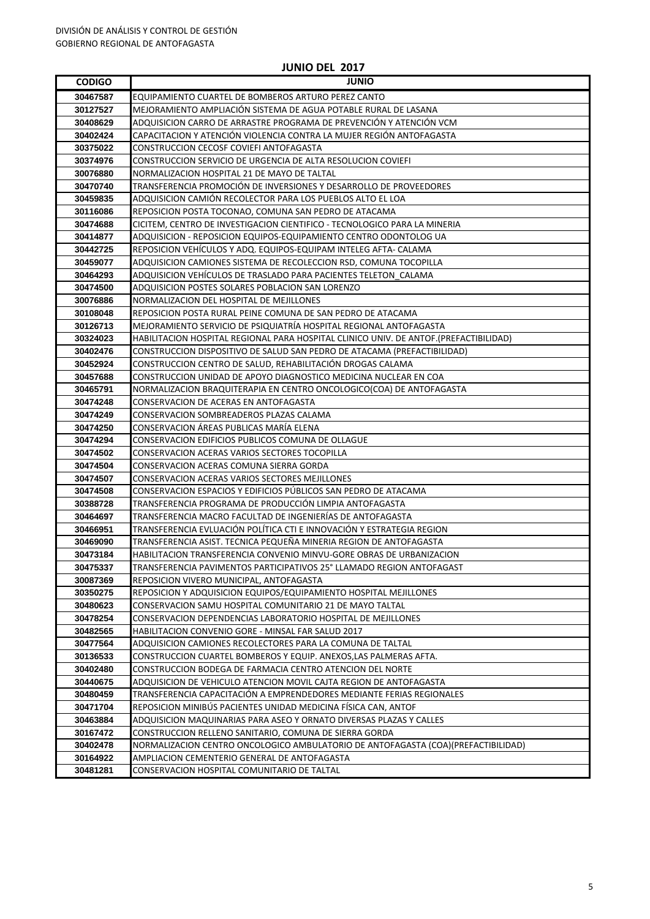DIVISIÓN DE ANÁLISIS Y CONTROL DE GESTIÓN
GOBIERNO REGIONAL DE ANTOFAGASTA

## JUNIO DEL 2017

| CODIGO | JUNIO |
|---|---|
| 30467587 | EQUIPAMIENTO CUARTEL DE BOMBEROS ARTURO PEREZ CANTO |
| 30127527 | MEJORAMIENTO AMPLIACIÓN SISTEMA DE AGUA POTABLE RURAL DE LASANA |
| 30408629 | ADQUISICION CARRO DE ARRASTRE PROGRAMA DE PREVENCIÓN Y ATENCIÓN VCM |
| 30402424 | CAPACITACION Y ATENCIÓN VIOLENCIA CONTRA LA MUJER REGIÓN ANTOFAGASTA |
| 30375022 | CONSTRUCCION CECOSF COVIEFI ANTOFAGASTA |
| 30374976 | CONSTRUCCION SERVICIO DE URGENCIA DE ALTA RESOLUCION COVIEFI |
| 30076880 | NORMALIZACION HOSPITAL 21 DE MAYO DE TALTAL |
| 30470740 | TRANSFERENCIA PROMOCIÓN DE INVERSIONES Y DESARROLLO DE PROVEEDORES |
| 30459835 | ADQUISICION CAMIÓN RECOLECTOR PARA LOS PUEBLOS ALTO EL LOA |
| 30116086 | REPOSICION POSTA TOCONAO, COMUNA SAN PEDRO DE ATACAMA |
| 30474688 | CICITEM, CENTRO DE INVESTIGACION CIENTIFICO - TECNOLOGICO PARA LA MINERIA |
| 30414877 | ADQUISICION - REPOSICION EQUIPOS-EQUIPAMIENTO CENTRO ODONTOLOG UA |
| 30442725 | REPOSICION VEHÍCULOS Y ADQ. EQUIPOS-EQUIPAM INTELEG AFTA- CALAMA |
| 30459077 | ADQUISICION CAMIONES SISTEMA DE RECOLECCION RSD, COMUNA TOCOPILLA |
| 30464293 | ADQUISICION VEHÍCULOS DE TRASLADO PARA PACIENTES TELETON_CALAMA |
| 30474500 | ADQUISICION POSTES SOLARES POBLACION SAN LORENZO |
| 30076886 | NORMALIZACION DEL HOSPITAL DE MEJILLONES |
| 30108048 | REPOSICION POSTA RURAL PEINE COMUNA DE SAN PEDRO DE ATACAMA |
| 30126713 | MEJORAMIENTO SERVICIO DE PSIQUIATRÍA HOSPITAL REGIONAL ANTOFAGASTA |
| 30324023 | HABILITACION HOSPITAL REGIONAL PARA HOSPITAL CLINICO UNIV. DE ANTOF.(PREFACTIBILIDAD) |
| 30402476 | CONSTRUCCION DISPOSITIVO DE SALUD SAN PEDRO DE ATACAMA (PREFACTIBILIDAD) |
| 30452924 | CONSTRUCCION CENTRO DE SALUD, REHABILITACIÓN DROGAS CALAMA |
| 30457688 | CONSTRUCCION UNIDAD DE APOYO DIAGNOSTICO MEDICINA NUCLEAR EN COA |
| 30465791 | NORMALIZACION BRAQUITERAPIA EN CENTRO ONCOLOGICO(COA) DE ANTOFAGASTA |
| 30474248 | CONSERVACION DE ACERAS EN ANTOFAGASTA |
| 30474249 | CONSERVACION SOMBREADEROS PLAZAS CALAMA |
| 30474250 | CONSERVACION ÁREAS PUBLICAS MARÍA ELENA |
| 30474294 | CONSERVACION EDIFICIOS PUBLICOS COMUNA DE OLLAGUE |
| 30474502 | CONSERVACION ACERAS VARIOS SECTORES TOCOPILLA |
| 30474504 | CONSERVACION ACERAS COMUNA SIERRA GORDA |
| 30474507 | CONSERVACION ACERAS VARIOS SECTORES MEJILLONES |
| 30474508 | CONSERVACION ESPACIOS Y EDIFICIOS PÚBLICOS SAN PEDRO DE ATACAMA |
| 30388728 | TRANSFERENCIA PROGRAMA DE PRODUCCIÓN LIMPIA ANTOFAGASTA |
| 30464697 | TRANSFERENCIA MACRO FACULTAD DE INGENIERÍAS DE ANTOFAGASTA |
| 30466951 | TRANSFERENCIA EVLUACIÓN POLÍTICA CTI E INNOVACIÓN Y ESTRATEGIA REGION |
| 30469090 | TRANSFERENCIA ASIST. TECNICA PEQUEÑA MINERIA REGION DE ANTOFAGASTA |
| 30473184 | HABILITACION TRANSFERENCIA CONVENIO MINVU-GORE OBRAS DE URBANIZACION |
| 30475337 | TRANSFERENCIA PAVIMENTOS PARTICIPATIVOS 25° LLAMADO REGION ANTOFAGAST |
| 30087369 | REPOSICION VIVERO MUNICIPAL, ANTOFAGASTA |
| 30350275 | REPOSICION Y ADQUISICION EQUIPOS/EQUIPAMIENTO HOSPITAL MEJILLONES |
| 30480623 | CONSERVACION SAMU HOSPITAL COMUNITARIO 21 DE MAYO TALTAL |
| 30478254 | CONSERVACION DEPENDENCIAS LABORATORIO HOSPITAL DE MEJILLONES |
| 30482565 | HABILITACION CONVENIO GORE - MINSAL FAR SALUD 2017 |
| 30477564 | ADQUISICION CAMIONES RECOLECTORES PARA LA COMUNA DE TALTAL |
| 30136533 | CONSTRUCCION CUARTEL BOMBEROS Y EQUIP. ANEXOS,LAS PALMERAS AFTA. |
| 30402480 | CONSTRUCCION BODEGA DE FARMACIA CENTRO ATENCION DEL NORTE |
| 30440675 | ADQUISICION DE VEHICULO ATENCION MOVIL CAJTA REGION DE ANTOFAGASTA |
| 30480459 | TRANSFERENCIA CAPACITACIÓN A EMPRENDEDORES MEDIANTE FERIAS REGIONALES |
| 30471704 | REPOSICION MINIBÚS PACIENTES UNIDAD MEDICINA FÍSICA CAN, ANTOF |
| 30463884 | ADQUISICION MAQUINARIAS PARA ASEO Y ORNATO DIVERSAS PLAZAS Y CALLES |
| 30167472 | CONSTRUCCION RELLENO SANITARIO, COMUNA DE SIERRA GORDA |
| 30402478 | NORMALIZACION CENTRO ONCOLOGICO AMBULATORIO DE ANTOFAGASTA (COA)(PREFACTIBILIDAD) |
| 30164922 | AMPLIACION CEMENTERIO GENERAL DE ANTOFAGASTA |
| 30481281 | CONSERVACION HOSPITAL COMUNITARIO DE TALTAL |